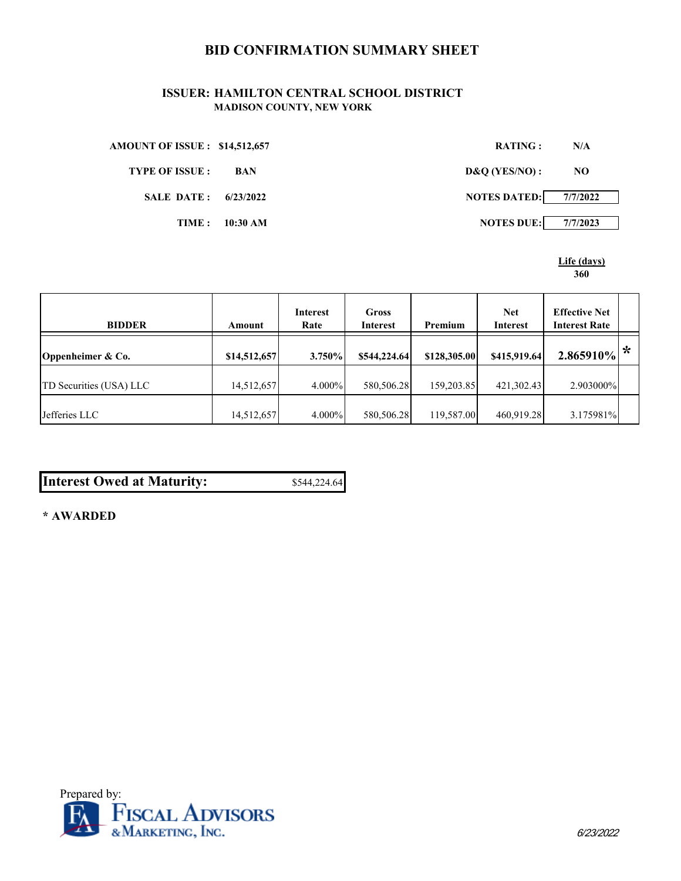# BID CONFIRMATION SUMMARY SHEET

## ISSUER: HAMILTON CENTRAL SCHOOL DISTRICT
### MADISON COUNTY, NEW YORK

| | | | |
|---|---|---|---|
| **AMOUNT OF ISSUE :** | **$14,512,657** | **RATING :** | **N/A** |
| **TYPE OF ISSUE :** | **BAN** | **D&Q (YES/NO) :** | **NO** |
| **SALE DATE :** | **6/23/2022** | **NOTES DATED:** | **7/7/2022** |
| **TIME :** | **10:30 AM** | **NOTES DUE:** | **7/7/2023** |

**Life (days)**
**360**

| BIDDER | Amount | Interest Rate | Gross Interest | Premium | Net Interest | Effective Net Interest Rate | |
|---|---|---|---|---|---|---|---|
| **Oppenheimer & Co.** | **$14,512,657** | **3.750%** | **$544,224.64** | **$128,305.00** | **$415,919.64** | **2.865910%** | * |
| TD Securities (USA) LLC | 14,512,657 | 4.000% | 580,506.28 | 159,203.85 | 421,302.43 | 2.903000% | |
| Jefferies LLC | 14,512,657 | 4.000% | 580,506.28 | 119,587.00 | 460,919.28 | 3.175981% | |

| **Interest Owed at Maturity:** | $544,224.64 |
|---|---|

**\* AWARDED**

Prepared by:
FISCAL ADVISORS & MARKETING, INC.

6/23/2022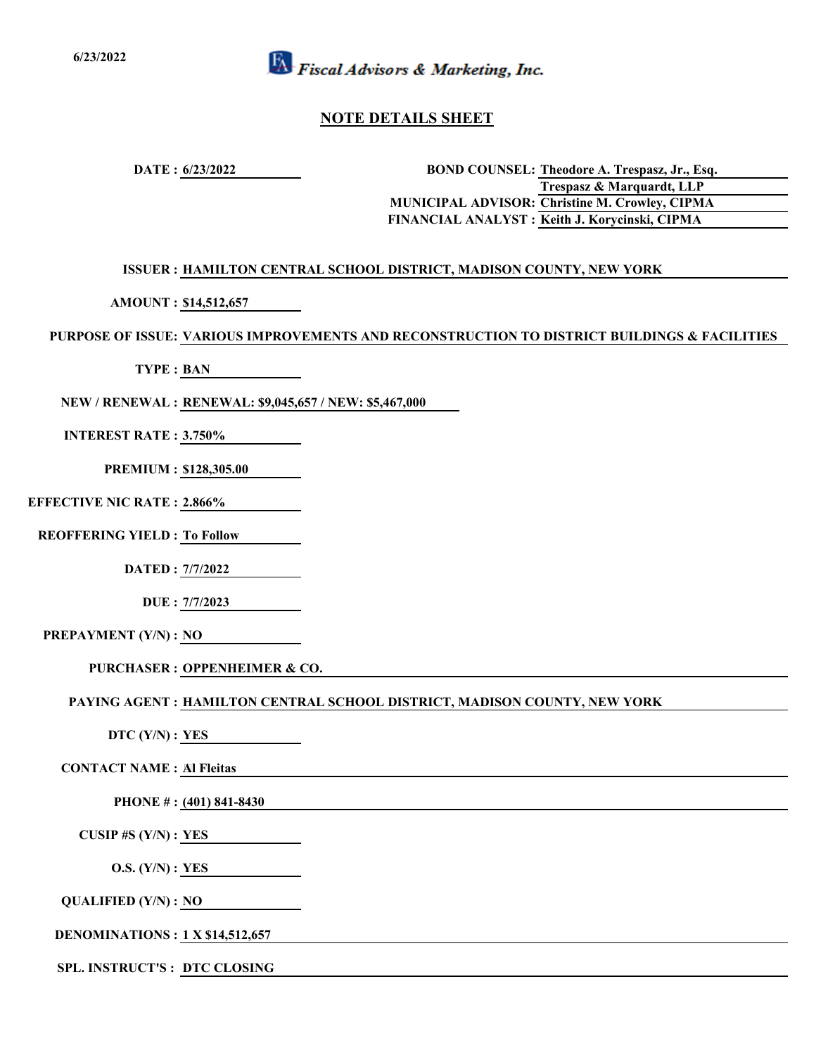6/23/2022

Fiscal Advisors & Marketing, Inc.

## NOTE DETAILS SHEET

**DATE :** 6/23/2022

**BOND COUNSEL:** Theodore A. Trespasz, Jr., Esq.
Trespasz & Marquardt, LLP

**MUNICIPAL ADVISOR:** Christine M. Crowley, CIPMA

**FINANCIAL ANALYST :** Keith J. Korycinski, CIPMA

**ISSUER :** HAMILTON CENTRAL SCHOOL DISTRICT, MADISON COUNTY, NEW YORK

**AMOUNT :** $14,512,657

**PURPOSE OF ISSUE:** VARIOUS IMPROVEMENTS AND RECONSTRUCTION TO DISTRICT BUILDINGS & FACILITIES

**TYPE :** BAN

**NEW / RENEWAL :** RENEWAL: $9,045,657 / NEW: $5,467,000

**INTEREST RATE :** 3.750%

**PREMIUM :** $128,305.00

**EFFECTIVE NIC RATE :** 2.866%

**REOFFERING YIELD :** To Follow

**DATED :** 7/7/2022

**DUE :** 7/7/2023

**PREPAYMENT (Y/N) :** NO

**PURCHASER :** OPPENHEIMER & CO.

**PAYING AGENT :** HAMILTON CENTRAL SCHOOL DISTRICT, MADISON COUNTY, NEW YORK

**DTC (Y/N) :** YES

**CONTACT NAME :** Al Fleitas

**PHONE # :** (401) 841-8430

**CUSIP #S (Y/N) :** YES

**O.S. (Y/N) :** YES

**QUALIFIED (Y/N) :** NO

**DENOMINATIONS :** 1 X $14,512,657

**SPL. INSTRUCT'S :** DTC CLOSING